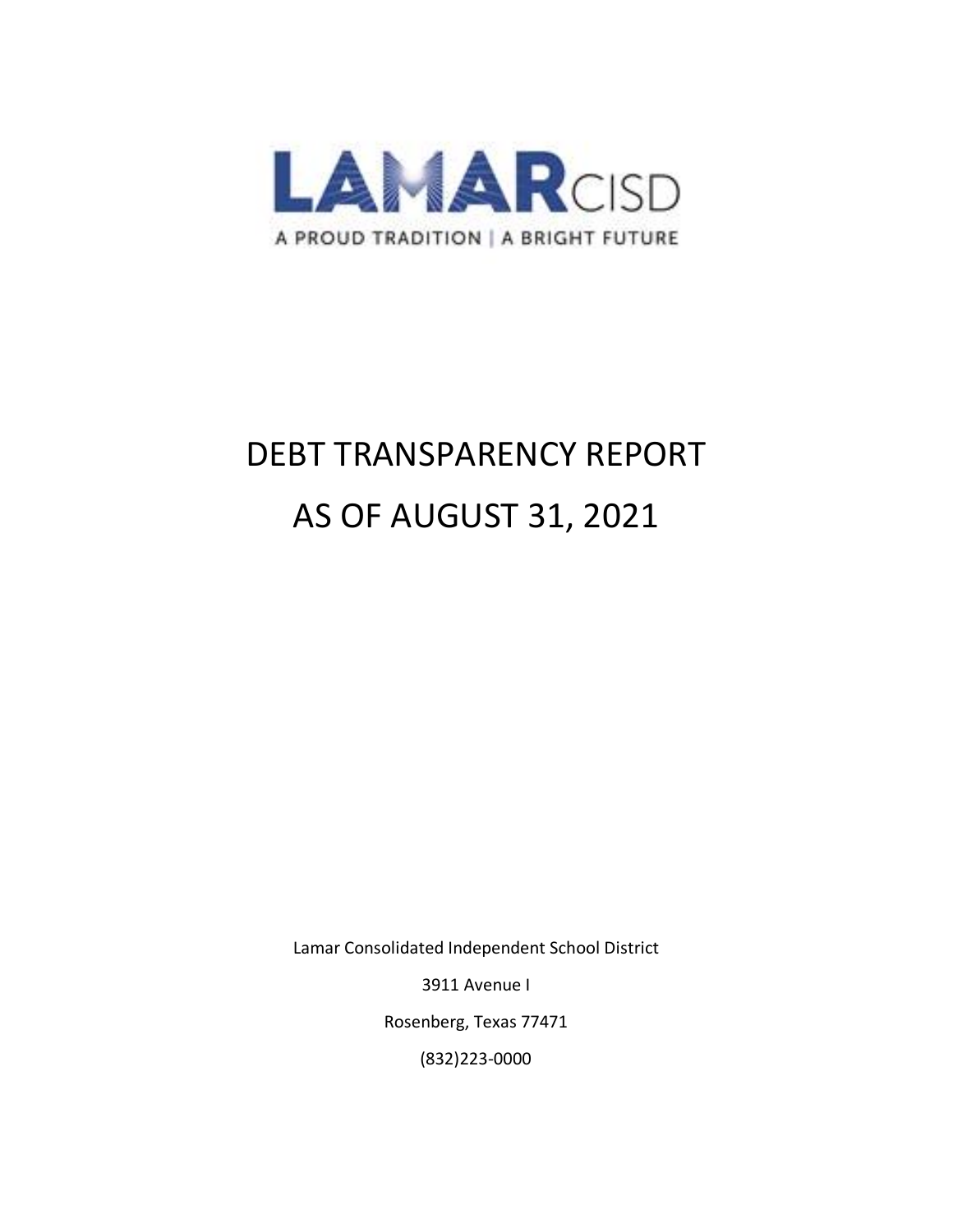LAMAR CISD

A PROUD TRADITION | A BRIGHT FUTURE

# DEBT TRANSPARENCY REPORT

# AS OF AUGUST 31, 2021

Lamar Consolidated Independent School District

3911 Avenue I

Rosenberg, Texas 77471

(832)223-0000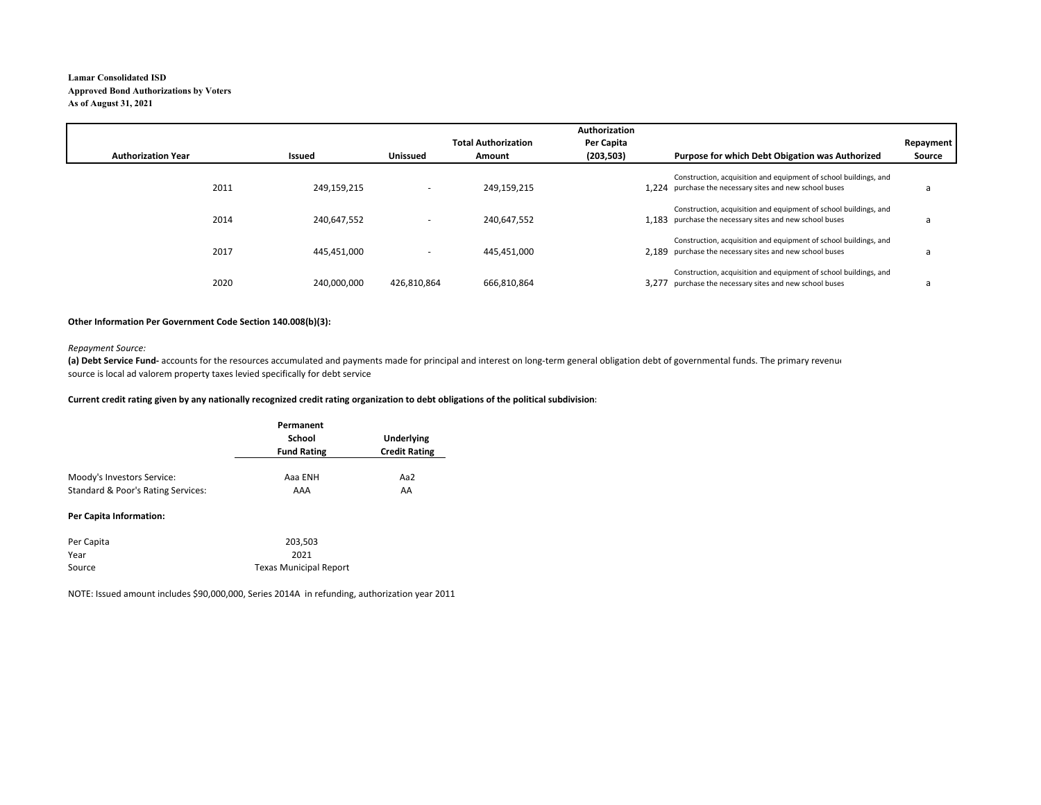**Lamar Consolidated ISD**
**Approved Bond Authorizations by Voters**
**As of August 31, 2021**

| Authorization Year | Issued | Unissued | Total Authorization Amount | Authorization Per Capita (203,503) | Purpose for which Debt Obigation was Authorized | Repayment Source |
|---|---|---|---|---|---|---|
| 2011 | 249,159,215 | - | 249,159,215 | 1,224 | Construction, acquisition and equipment of school buildings, and purchase the necessary sites and new school buses | a |
| 2014 | 240,647,552 | - | 240,647,552 | 1,183 | Construction, acquisition and equipment of school buildings, and purchase the necessary sites and new school buses | a |
| 2017 | 445,451,000 | - | 445,451,000 | 2,189 | Construction, acquisition and equipment of school buildings, and purchase the necessary sites and new school buses | a |
| 2020 | 240,000,000 | 426,810,864 | 666,810,864 | 3,277 | Construction, acquisition and equipment of school buildings, and purchase the necessary sites and new school buses | a |

**Other Information Per Government Code Section 140.008(b)(3):**

*Repayment Source:*
**(a) Debt Service Fund-** accounts for the resources accumulated and payments made for principal and interest on long-term general obligation debt of governmental funds. The primary revenue source is local ad valorem property taxes levied specifically for debt service

**Current credit rating given by any nationally recognized credit rating organization to debt obligations of the political subdivision:**

| | Permanent School Fund Rating | Underlying Credit Rating |
|---|---|---|
| Moody's Investors Service: | Aaa ENH | Aa2 |
| Standard & Poor's Rating Services: | AAA | AA |

**Per Capita Information:**

| | |
|---|---|
| Per Capita | 203,503 |
| Year | 2021 |
| Source | Texas Municipal Report |

NOTE: Issued amount includes $90,000,000, Series 2014A in refunding, authorization year 2011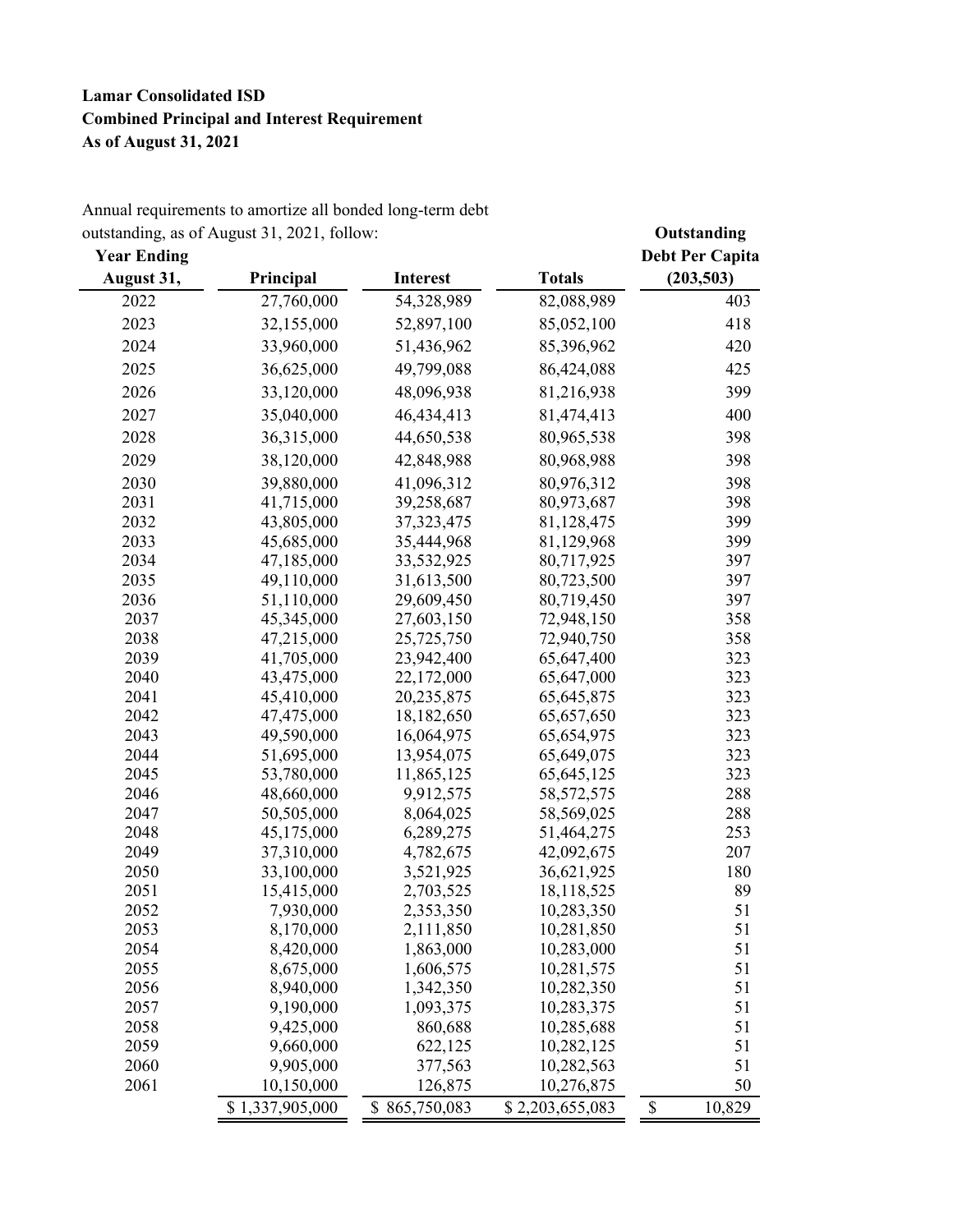**Lamar Consolidated ISD**
**Combined Principal and Interest Requirement**
**As of August 31, 2021**

Annual requirements to amortize all bonded long-term debt outstanding, as of August 31, 2021, follow:

| Year Ending August 31, | Principal | Interest | Totals | Outstanding Debt Per Capita (203,503) |
|---|---|---|---|---|
| 2022 | 27,760,000 | 54,328,989 | 82,088,989 | 403 |
| 2023 | 32,155,000 | 52,897,100 | 85,052,100 | 418 |
| 2024 | 33,960,000 | 51,436,962 | 85,396,962 | 420 |
| 2025 | 36,625,000 | 49,799,088 | 86,424,088 | 425 |
| 2026 | 33,120,000 | 48,096,938 | 81,216,938 | 399 |
| 2027 | 35,040,000 | 46,434,413 | 81,474,413 | 400 |
| 2028 | 36,315,000 | 44,650,538 | 80,965,538 | 398 |
| 2029 | 38,120,000 | 42,848,988 | 80,968,988 | 398 |
| 2030 | 39,880,000 | 41,096,312 | 80,976,312 | 398 |
| 2031 | 41,715,000 | 39,258,687 | 80,973,687 | 398 |
| 2032 | 43,805,000 | 37,323,475 | 81,128,475 | 399 |
| 2033 | 45,685,000 | 35,444,968 | 81,129,968 | 399 |
| 2034 | 47,185,000 | 33,532,925 | 80,717,925 | 397 |
| 2035 | 49,110,000 | 31,613,500 | 80,723,500 | 397 |
| 2036 | 51,110,000 | 29,609,450 | 80,719,450 | 397 |
| 2037 | 45,345,000 | 27,603,150 | 72,948,150 | 358 |
| 2038 | 47,215,000 | 25,725,750 | 72,940,750 | 358 |
| 2039 | 41,705,000 | 23,942,400 | 65,647,400 | 323 |
| 2040 | 43,475,000 | 22,172,000 | 65,647,000 | 323 |
| 2041 | 45,410,000 | 20,235,875 | 65,645,875 | 323 |
| 2042 | 47,475,000 | 18,182,650 | 65,657,650 | 323 |
| 2043 | 49,590,000 | 16,064,975 | 65,654,975 | 323 |
| 2044 | 51,695,000 | 13,954,075 | 65,649,075 | 323 |
| 2045 | 53,780,000 | 11,865,125 | 65,645,125 | 323 |
| 2046 | 48,660,000 | 9,912,575 | 58,572,575 | 288 |
| 2047 | 50,505,000 | 8,064,025 | 58,569,025 | 288 |
| 2048 | 45,175,000 | 6,289,275 | 51,464,275 | 253 |
| 2049 | 37,310,000 | 4,782,675 | 42,092,675 | 207 |
| 2050 | 33,100,000 | 3,521,925 | 36,621,925 | 180 |
| 2051 | 15,415,000 | 2,703,525 | 18,118,525 | 89 |
| 2052 | 7,930,000 | 2,353,350 | 10,283,350 | 51 |
| 2053 | 8,170,000 | 2,111,850 | 10,281,850 | 51 |
| 2054 | 8,420,000 | 1,863,000 | 10,283,000 | 51 |
| 2055 | 8,675,000 | 1,606,575 | 10,281,575 | 51 |
| 2056 | 8,940,000 | 1,342,350 | 10,282,350 | 51 |
| 2057 | 9,190,000 | 1,093,375 | 10,283,375 | 51 |
| 2058 | 9,425,000 | 860,688 | 10,285,688 | 51 |
| 2059 | 9,660,000 | 622,125 | 10,282,125 | 51 |
| 2060 | 9,905,000 | 377,563 | 10,282,563 | 51 |
| 2061 | 10,150,000 | 126,875 | 10,276,875 | 50 |
| | $ 1,337,905,000 | $ 865,750,083 | $ 2,203,655,083 | $ 10,829 |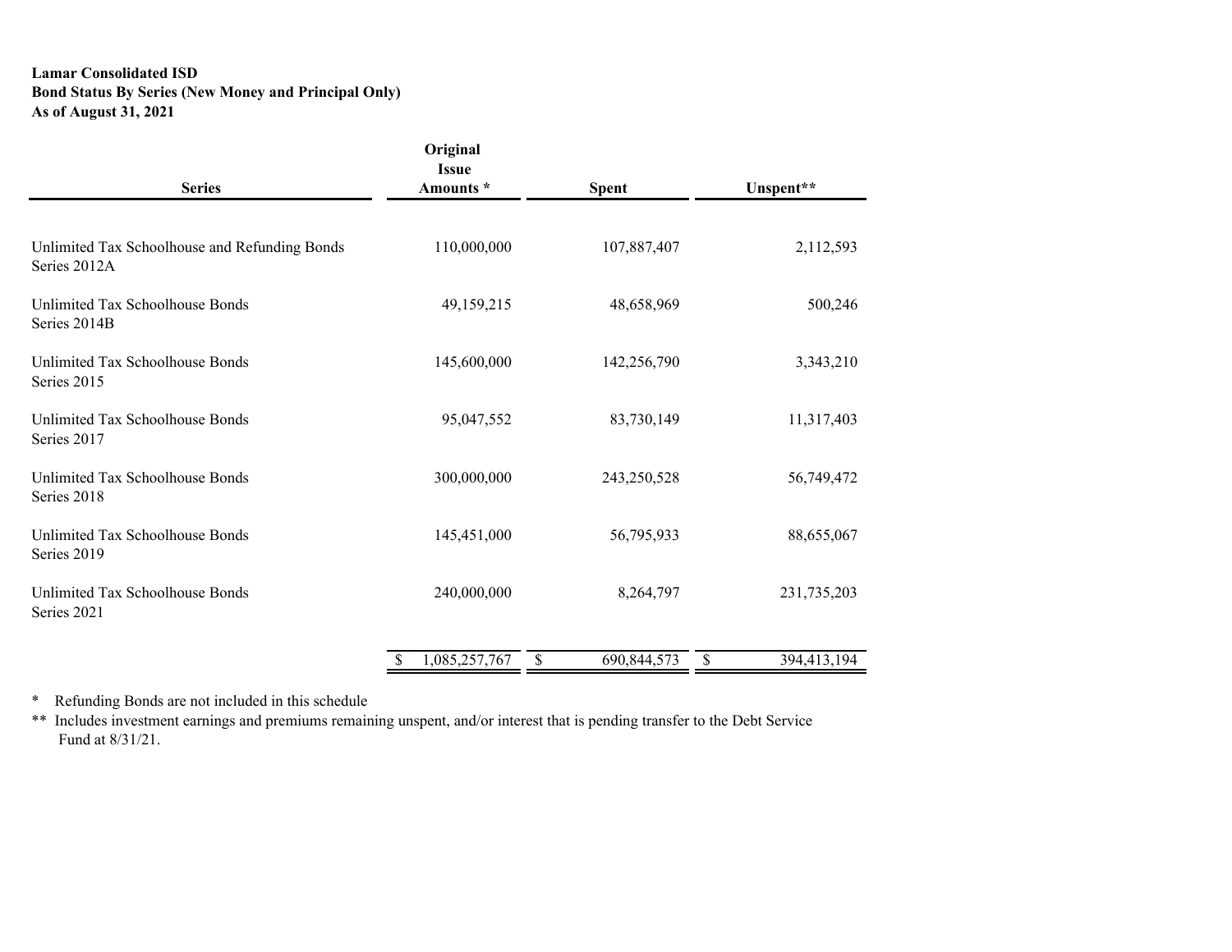**Lamar Consolidated ISD**
**Bond Status By Series (New Money and Principal Only)**
**As of August 31, 2021**

| Series | Original Issue Amounts * | Spent | Unspent** |
|---|---|---|---|
| Unlimited Tax Schoolhouse and Refunding Bonds Series 2012A | 110,000,000 | 107,887,407 | 2,112,593 |
| Unlimited Tax Schoolhouse Bonds Series 2014B | 49,159,215 | 48,658,969 | 500,246 |
| Unlimited Tax Schoolhouse Bonds Series 2015 | 145,600,000 | 142,256,790 | 3,343,210 |
| Unlimited Tax Schoolhouse Bonds Series 2017 | 95,047,552 | 83,730,149 | 11,317,403 |
| Unlimited Tax Schoolhouse Bonds Series 2018 | 300,000,000 | 243,250,528 | 56,749,472 |
| Unlimited Tax Schoolhouse Bonds Series 2019 | 145,451,000 | 56,795,933 | 88,655,067 |
| Unlimited Tax Schoolhouse Bonds Series 2021 | 240,000,000 | 8,264,797 | 231,735,203 |
| | $ 1,085,257,767 | $ 690,844,573 | $ 394,413,194 |

\* Refunding Bonds are not included in this schedule

\*\* Includes investment earnings and premiums remaining unspent, and/or interest that is pending transfer to the Debt Service Fund at 8/31/21.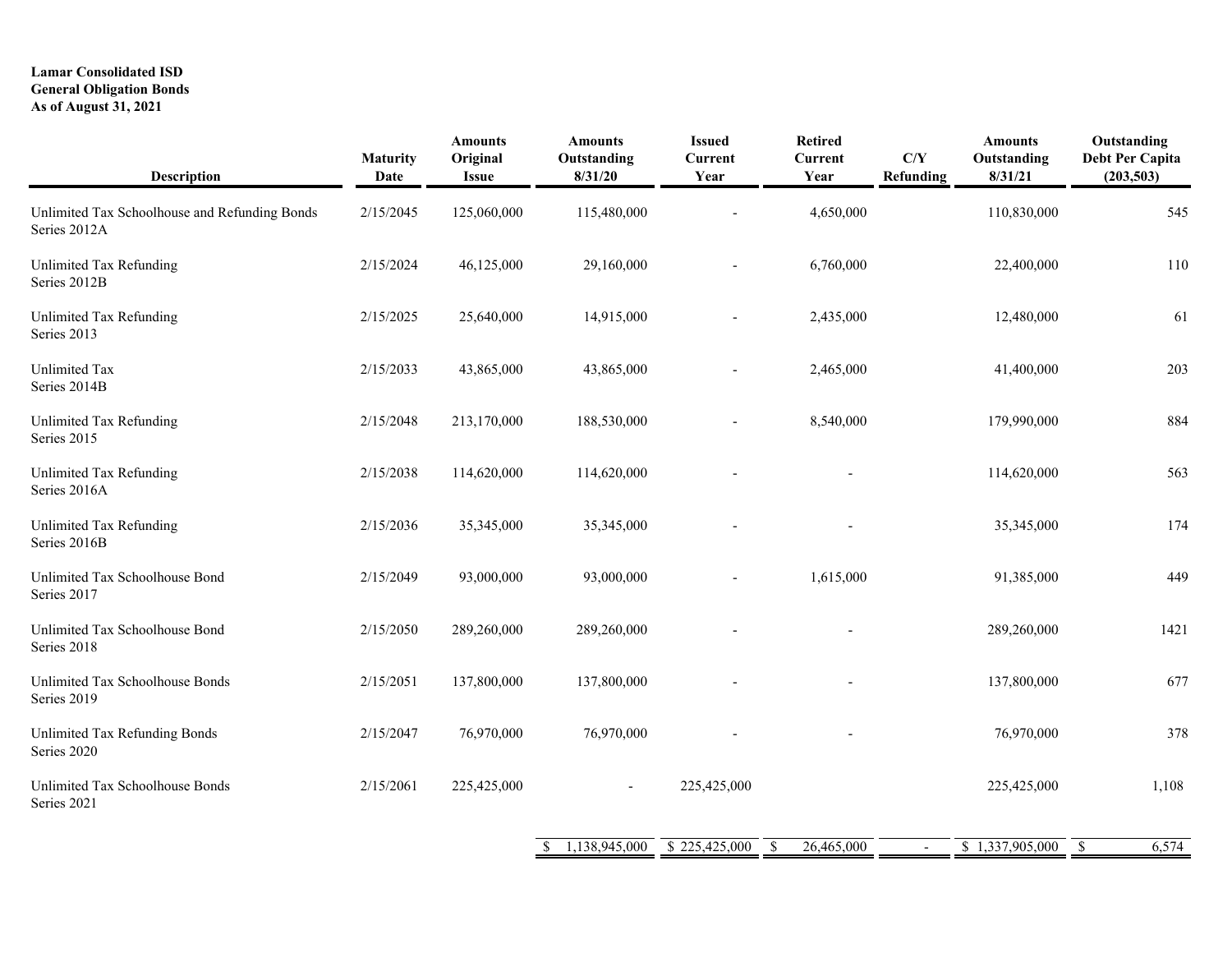**Lamar Consolidated ISD**
**General Obligation Bonds**
**As of August 31, 2021**

| Description | Maturity Date | Amounts Original Issue | Amounts Outstanding 8/31/20 | Issued Current Year | Retired Current Year | C/Y Refunding | Amounts Outstanding 8/31/21 | Outstanding Debt Per Capita (203,503) |
|---|---|---|---|---|---|---|---|---|
| Unlimited Tax Schoolhouse and Refunding Bonds Series 2012A | 2/15/2045 | 125,060,000 | 115,480,000 | - | 4,650,000 | | 110,830,000 | 545 |
| Unlimited Tax Refunding Series 2012B | 2/15/2024 | 46,125,000 | 29,160,000 | - | 6,760,000 | | 22,400,000 | 110 |
| Unlimited Tax Refunding Series 2013 | 2/15/2025 | 25,640,000 | 14,915,000 | - | 2,435,000 | | 12,480,000 | 61 |
| Unlimited Tax Series 2014B | 2/15/2033 | 43,865,000 | 43,865,000 | - | 2,465,000 | | 41,400,000 | 203 |
| Unlimited Tax Refunding Series 2015 | 2/15/2048 | 213,170,000 | 188,530,000 | - | 8,540,000 | | 179,990,000 | 884 |
| Unlimited Tax Refunding Series 2016A | 2/15/2038 | 114,620,000 | 114,620,000 | - | - | | 114,620,000 | 563 |
| Unlimited Tax Refunding Series 2016B | 2/15/2036 | 35,345,000 | 35,345,000 | - | - | | 35,345,000 | 174 |
| Unlimited Tax Schoolhouse Bond Series 2017 | 2/15/2049 | 93,000,000 | 93,000,000 | - | 1,615,000 | | 91,385,000 | 449 |
| Unlimited Tax Schoolhouse Bond Series 2018 | 2/15/2050 | 289,260,000 | 289,260,000 | - | - | | 289,260,000 | 1421 |
| Unlimited Tax Schoolhouse Bonds Series 2019 | 2/15/2051 | 137,800,000 | 137,800,000 | - | - | | 137,800,000 | 677 |
| Unlimited Tax Refunding Bonds Series 2020 | 2/15/2047 | 76,970,000 | 76,970,000 | - | - | | 76,970,000 | 378 |
| Unlimited Tax Schoolhouse Bonds Series 2021 | 2/15/2061 | 225,425,000 | - | 225,425,000 | | | 225,425,000 | 1,108 |
| | | | $ 1,138,945,000 | $ 225,425,000 | $ 26,465,000 | - | $ 1,337,905,000 | $ 6,574 |